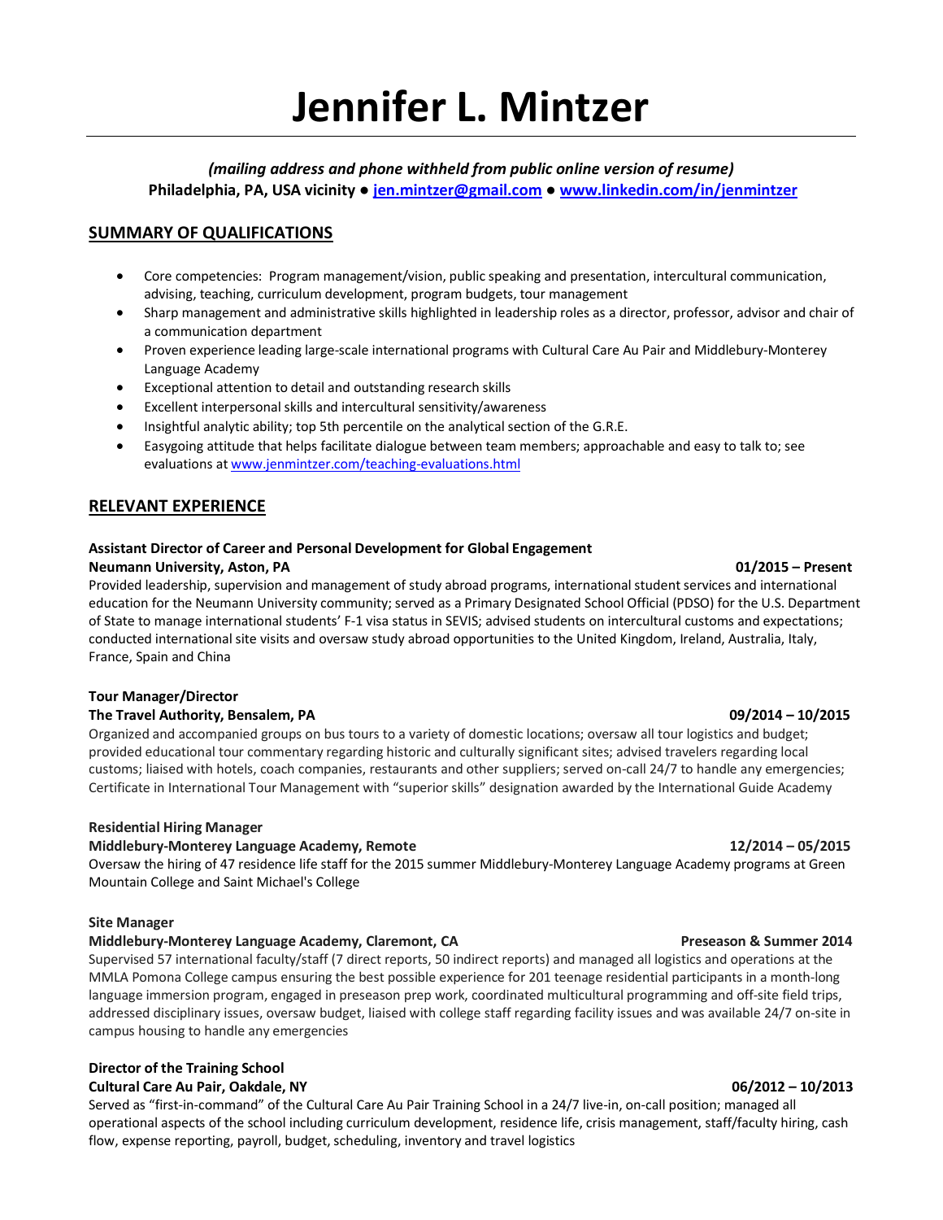# Jennifer L. Mintzer

***(mailing address and phone withheld from public online version of resume)***
**Philadelphia, PA, USA vicinity ● [jen.mintzer@gmail.com](mailto:jen.mintzer@gmail.com) ● [www.linkedin.com/in/jenmintzer](http://www.linkedin.com/in/jenmintzer)**

## SUMMARY OF QUALIFICATIONS

- Core competencies: Program management/vision, public speaking and presentation, intercultural communication, advising, teaching, curriculum development, program budgets, tour management
- Sharp management and administrative skills highlighted in leadership roles as a director, professor, advisor and chair of a communication department
- Proven experience leading large-scale international programs with Cultural Care Au Pair and Middlebury-Monterey Language Academy
- Exceptional attention to detail and outstanding research skills
- Excellent interpersonal skills and intercultural sensitivity/awareness
- Insightful analytic ability; top 5th percentile on the analytical section of the G.R.E.
- Easygoing attitude that helps facilitate dialogue between team members; approachable and easy to talk to; see evaluations at [www.jenmintzer.com/teaching-evaluations.html](http://www.jenmintzer.com/teaching-evaluations.html)

## RELEVANT EXPERIENCE

**Assistant Director of Career and Personal Development for Global Engagement**
**Neumann University, Aston, PA — 01/2015 – Present**

Provided leadership, supervision and management of study abroad programs, international student services and international education for the Neumann University community; served as a Primary Designated School Official (PDSO) for the U.S. Department of State to manage international students' F-1 visa status in SEVIS; advised students on intercultural customs and expectations; conducted international site visits and oversaw study abroad opportunities to the United Kingdom, Ireland, Australia, Italy, France, Spain and China

**Tour Manager/Director**
**The Travel Authority, Bensalem, PA — 09/2014 – 10/2015**

Organized and accompanied groups on bus tours to a variety of domestic locations; oversaw all tour logistics and budget; provided educational tour commentary regarding historic and culturally significant sites; advised travelers regarding local customs; liaised with hotels, coach companies, restaurants and other suppliers; served on-call 24/7 to handle any emergencies; Certificate in International Tour Management with "superior skills" designation awarded by the International Guide Academy

**Residential Hiring Manager**
**Middlebury-Monterey Language Academy, Remote — 12/2014 – 05/2015**

Oversaw the hiring of 47 residence life staff for the 2015 summer Middlebury-Monterey Language Academy programs at Green Mountain College and Saint Michael's College

**Site Manager**
**Middlebury-Monterey Language Academy, Claremont, CA — Preseason & Summer 2014**

Supervised 57 international faculty/staff (7 direct reports, 50 indirect reports) and managed all logistics and operations at the MMLA Pomona College campus ensuring the best possible experience for 201 teenage residential participants in a month-long language immersion program, engaged in preseason prep work, coordinated multicultural programming and off-site field trips, addressed disciplinary issues, oversaw budget, liaised with college staff regarding facility issues and was available 24/7 on-site in campus housing to handle any emergencies

**Director of the Training School**
**Cultural Care Au Pair, Oakdale, NY — 06/2012 – 10/2013**

Served as "first-in-command" of the Cultural Care Au Pair Training School in a 24/7 live-in, on-call position; managed all operational aspects of the school including curriculum development, residence life, crisis management, staff/faculty hiring, cash flow, expense reporting, payroll, budget, scheduling, inventory and travel logistics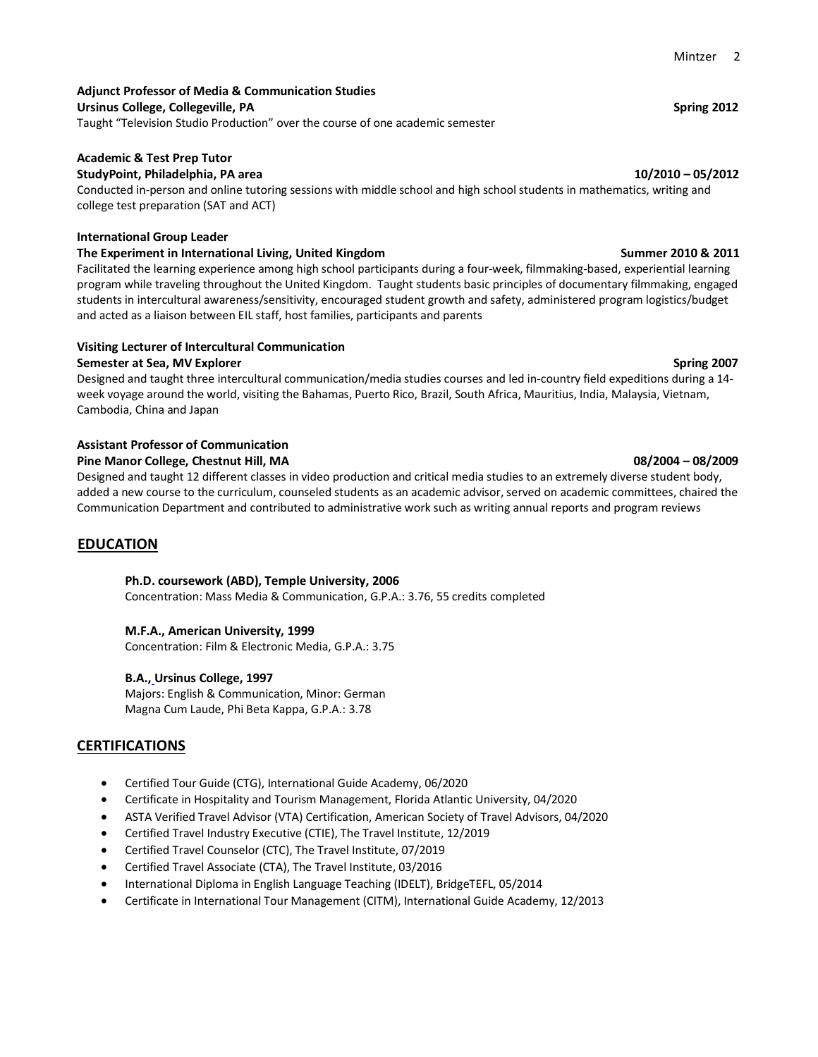**Adjunct Professor of Media & Communication Studies**
**Ursinus College, Collegeville, PA** **Spring 2012**
Taught "Television Studio Production" over the course of one academic semester

**Academic & Test Prep Tutor**
**StudyPoint, Philadelphia, PA area** **10/2010 – 05/2012**
Conducted in-person and online tutoring sessions with middle school and high school students in mathematics, writing and college test preparation (SAT and ACT)

**International Group Leader**
**The Experiment in International Living, United Kingdom** **Summer 2010 & 2011**
Facilitated the learning experience among high school participants during a four-week, filmmaking-based, experiential learning program while traveling throughout the United Kingdom. Taught students basic principles of documentary filmmaking, engaged students in intercultural awareness/sensitivity, encouraged student growth and safety, administered program logistics/budget and acted as a liaison between EIL staff, host families, participants and parents

**Visiting Lecturer of Intercultural Communication**
**Semester at Sea, MV Explorer** **Spring 2007**
Designed and taught three intercultural communication/media studies courses and led in-country field expeditions during a 14-week voyage around the world, visiting the Bahamas, Puerto Rico, Brazil, South Africa, Mauritius, India, Malaysia, Vietnam, Cambodia, China and Japan

**Assistant Professor of Communication**
**Pine Manor College, Chestnut Hill, MA** **08/2004 – 08/2009**
Designed and taught 12 different classes in video production and critical media studies to an extremely diverse student body, added a new course to the curriculum, counseled students as an academic advisor, served on academic committees, chaired the Communication Department and contributed to administrative work such as writing annual reports and program reviews

## EDUCATION

**Ph.D. coursework (ABD), Temple University, 2006**
Concentration: Mass Media & Communication, G.P.A.: 3.76, 55 credits completed

**M.F.A., American University, 1999**
Concentration: Film & Electronic Media, G.P.A.: 3.75

**B.A., Ursinus College, 1997**
Majors: English & Communication, Minor: German
Magna Cum Laude, Phi Beta Kappa, G.P.A.: 3.78

## CERTIFICATIONS

- Certified Tour Guide (CTG), International Guide Academy, 06/2020
- Certificate in Hospitality and Tourism Management, Florida Atlantic University, 04/2020
- ASTA Verified Travel Advisor (VTA) Certification, American Society of Travel Advisors, 04/2020
- Certified Travel Industry Executive (CTIE), The Travel Institute, 12/2019
- Certified Travel Counselor (CTC), The Travel Institute, 07/2019
- Certified Travel Associate (CTA), The Travel Institute, 03/2016
- International Diploma in English Language Teaching (IDELT), BridgeTEFL, 05/2014
- Certificate in International Tour Management (CITM), International Guide Academy, 12/2013